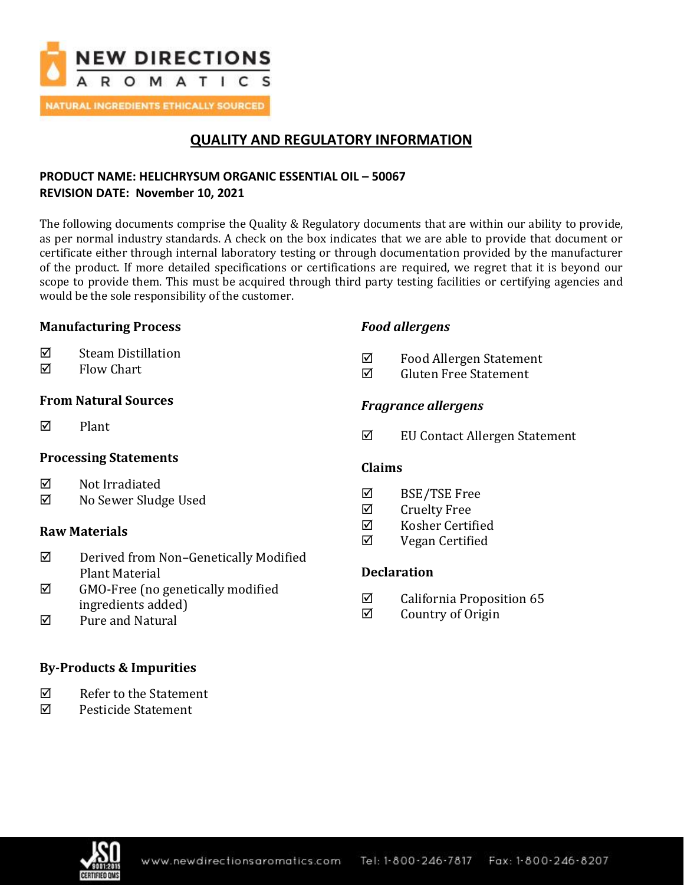NEW DIRECTIONS AROMATICS

NATURAL INGREDIENTS ETHICALLY SOURCED

# QUALITY AND REGULATORY INFORMATION

**PRODUCT NAME: HELICHRYSUM ORGANIC ESSENTIAL OIL – 50067**
**REVISION DATE: November 10, 2021**

The following documents comprise the Quality & Regulatory documents that are within our ability to provide, as per normal industry standards. A check on the box indicates that we are able to provide that document or certificate either through internal laboratory testing or through documentation provided by the manufacturer of the product. If more detailed specifications or certifications are required, we regret that it is beyond our scope to provide them. This must be acquired through third party testing facilities or certifying agencies and would be the sole responsibility of the customer.

### Manufacturing Process

- ☑ Steam Distillation
- ☑ Flow Chart

### From Natural Sources

- ☑ Plant

### Processing Statements

- ☑ Not Irradiated
- ☑ No Sewer Sludge Used

### Raw Materials

- ☑ Derived from Non–Genetically Modified Plant Material
- ☑ GMO-Free (no genetically modified ingredients added)
- ☑ Pure and Natural

### By-Products & Impurities

- ☑ Refer to the Statement
- ☑ Pesticide Statement

### *Food allergens*

- ☑ Food Allergen Statement
- ☑ Gluten Free Statement

### *Fragrance allergens*

- ☑ EU Contact Allergen Statement

### Claims

- ☑ BSE/TSE Free
- ☑ Cruelty Free
- ☑ Kosher Certified
- ☑ Vegan Certified

### Declaration

- ☑ California Proposition 65
- ☑ Country of Origin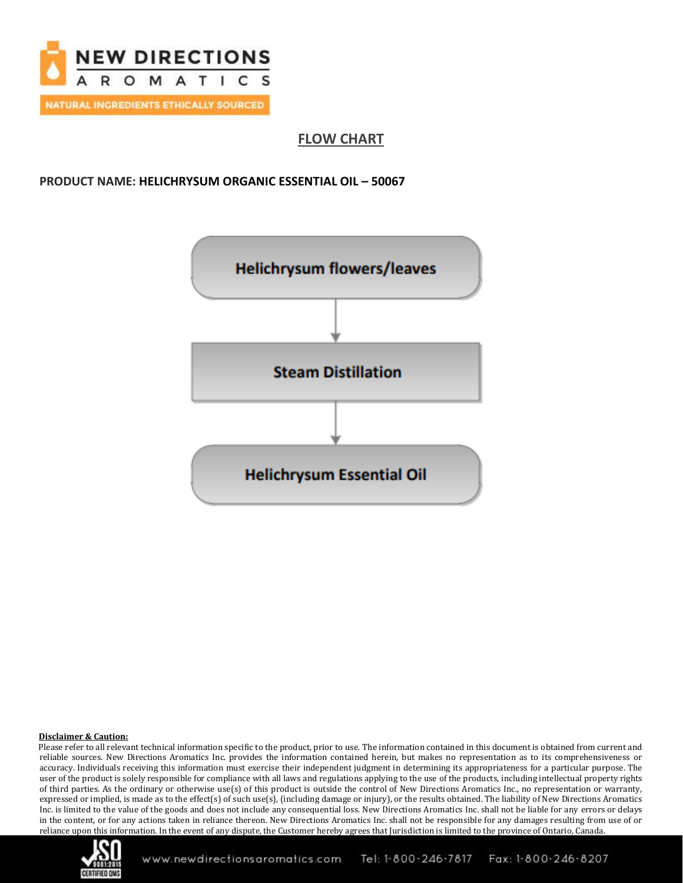# FLOW CHART

**PRODUCT NAME: HELICHRYSUM ORGANIC ESSENTIAL OIL – 50067**

**Helichrysum flowers/leaves**

↓

**Steam Distillation**

↓

**Helichrysum Essential Oil**

**Disclaimer & Caution:**

Please refer to all relevant technical information specific to the product, prior to use. The information contained in this document is obtained from current and reliable sources. New Directions Aromatics Inc. provides the information contained herein, but makes no representation as to its comprehensiveness or accuracy. Individuals receiving this information must exercise their independent judgment in determining its appropriateness for a particular purpose. The user of the product is solely responsible for compliance with all laws and regulations applying to the use of the products, including intellectual property rights of third parties. As the ordinary or otherwise use(s) of this product is outside the control of New Directions Aromatics Inc., no representation or warranty, expressed or implied, is made as to the effect(s) of such use(s), (including damage or injury), or the results obtained. The liability of New Directions Aromatics Inc. is limited to the value of the goods and does not include any consequential loss. New Directions Aromatics Inc. shall not be liable for any errors or delays in the content, or for any actions taken in reliance thereon. New Directions Aromatics Inc. shall not be responsible for any damages resulting from use of or reliance upon this information. In the event of any dispute, the Customer hereby agrees that Jurisdiction is limited to the province of Ontario, Canada.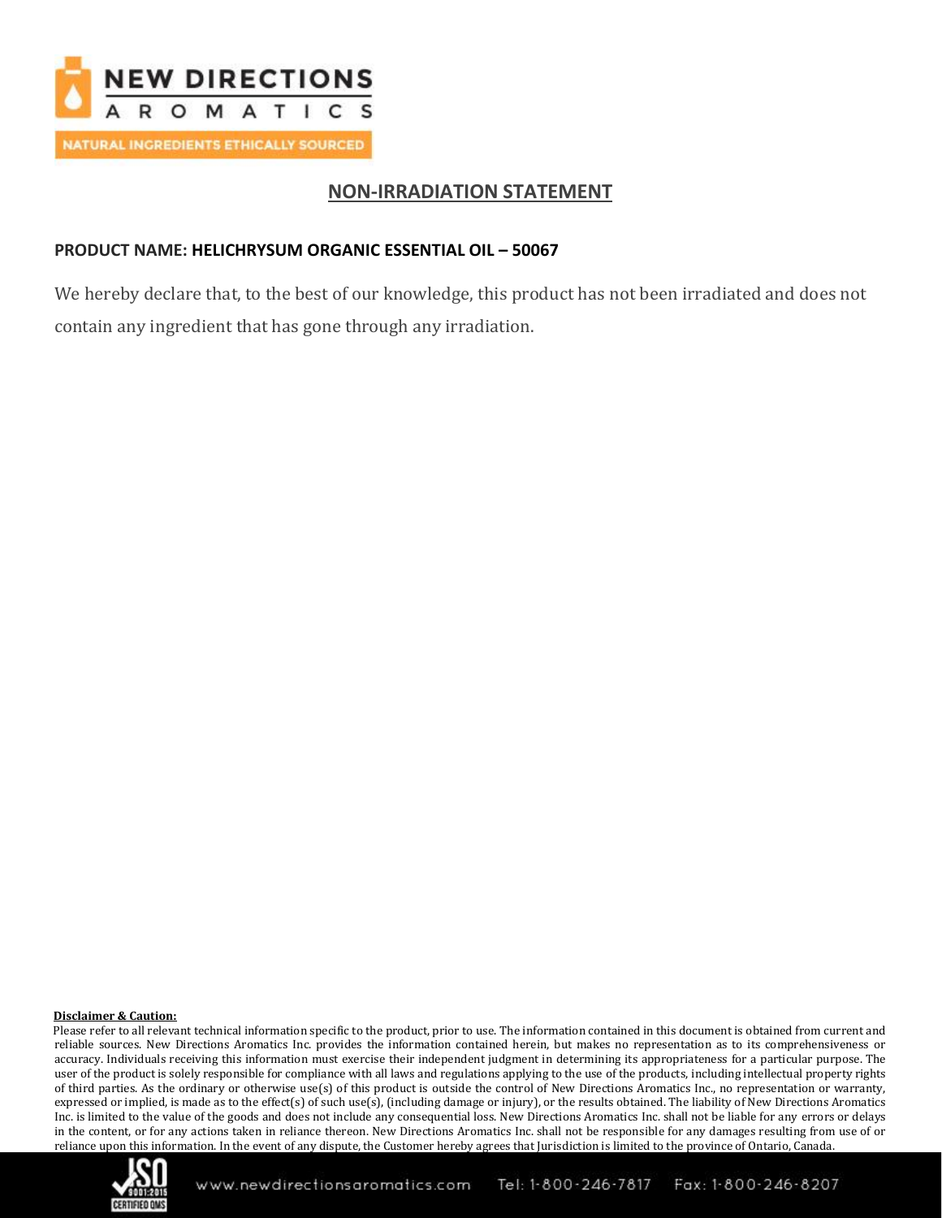## NON-IRRADIATION STATEMENT

**PRODUCT NAME: HELICHRYSUM ORGANIC ESSENTIAL OIL – 50067**

We hereby declare that, to the best of our knowledge, this product has not been irradiated and does not contain any ingredient that has gone through any irradiation.

**Disclaimer & Caution:**

Please refer to all relevant technical information specific to the product, prior to use. The information contained in this document is obtained from current and reliable sources. New Directions Aromatics Inc. provides the information contained herein, but makes no representation as to its comprehensiveness or accuracy. Individuals receiving this information must exercise their independent judgment in determining its appropriateness for a particular purpose. The user of the product is solely responsible for compliance with all laws and regulations applying to the use of the products, including intellectual property rights of third parties. As the ordinary or otherwise use(s) of this product is outside the control of New Directions Aromatics Inc., no representation or warranty, expressed or implied, is made as to the effect(s) of such use(s), (including damage or injury), or the results obtained. The liability of New Directions Aromatics Inc. is limited to the value of the goods and does not include any consequential loss. New Directions Aromatics Inc. shall not be liable for any errors or delays in the content, or for any actions taken in reliance thereon. New Directions Aromatics Inc. shall not be responsible for any damages resulting from use of or reliance upon this information. In the event of any dispute, the Customer hereby agrees that Jurisdiction is limited to the province of Ontario, Canada.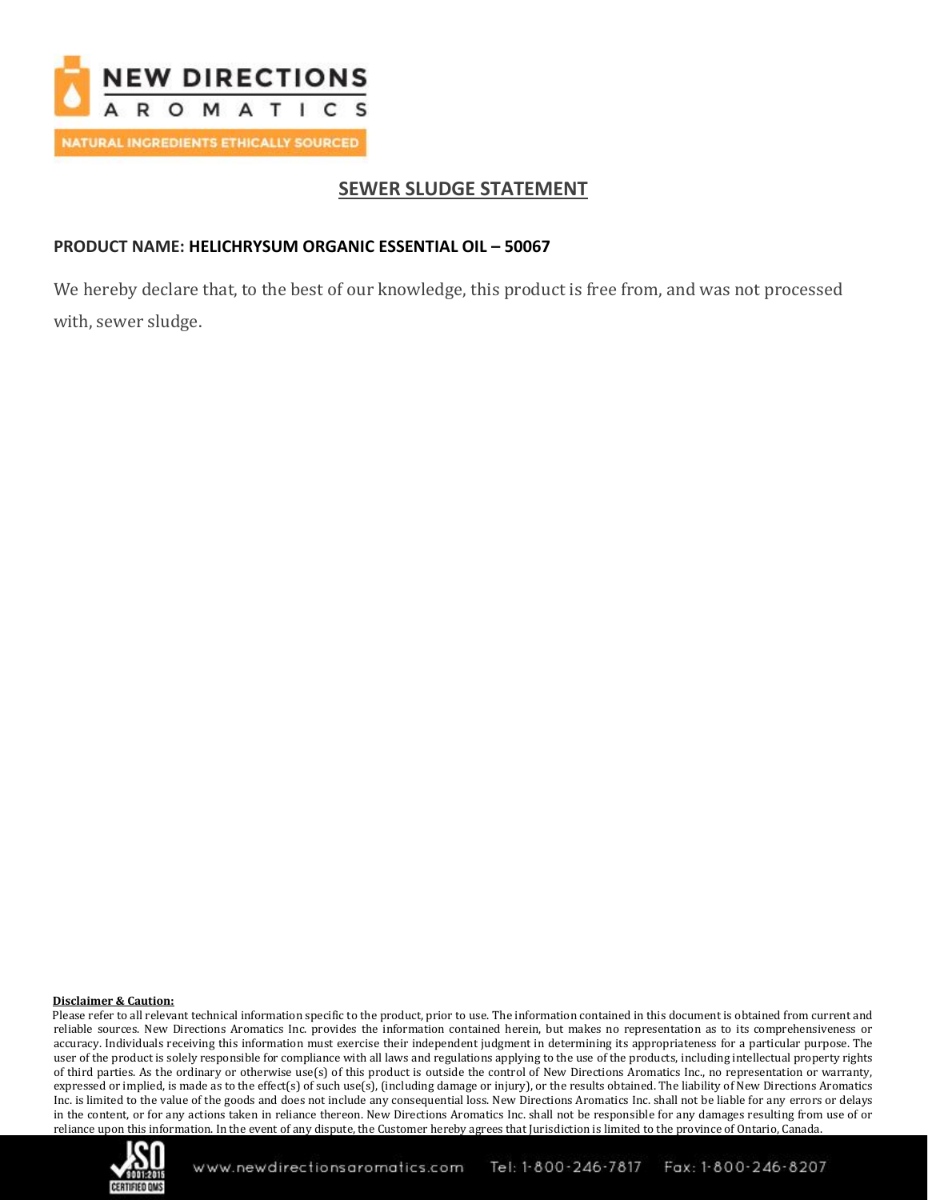## SEWER SLUDGE STATEMENT

**PRODUCT NAME: HELICHRYSUM ORGANIC ESSENTIAL OIL – 50067**

We hereby declare that, to the best of our knowledge, this product is free from, and was not processed with, sewer sludge.

**Disclaimer & Caution:**

Please refer to all relevant technical information specific to the product, prior to use. The information contained in this document is obtained from current and reliable sources. New Directions Aromatics Inc. provides the information contained herein, but makes no representation as to its comprehensiveness or accuracy. Individuals receiving this information must exercise their independent judgment in determining its appropriateness for a particular purpose. The user of the product is solely responsible for compliance with all laws and regulations applying to the use of the products, including intellectual property rights of third parties. As the ordinary or otherwise use(s) of this product is outside the control of New Directions Aromatics Inc., no representation or warranty, expressed or implied, is made as to the effect(s) of such use(s), (including damage or injury), or the results obtained. The liability of New Directions Aromatics Inc. is limited to the value of the goods and does not include any consequential loss. New Directions Aromatics Inc. shall not be liable for any errors or delays in the content, or for any actions taken in reliance thereon. New Directions Aromatics Inc. shall not be responsible for any damages resulting from use of or reliance upon this information. In the event of any dispute, the Customer hereby agrees that Jurisdiction is limited to the province of Ontario, Canada.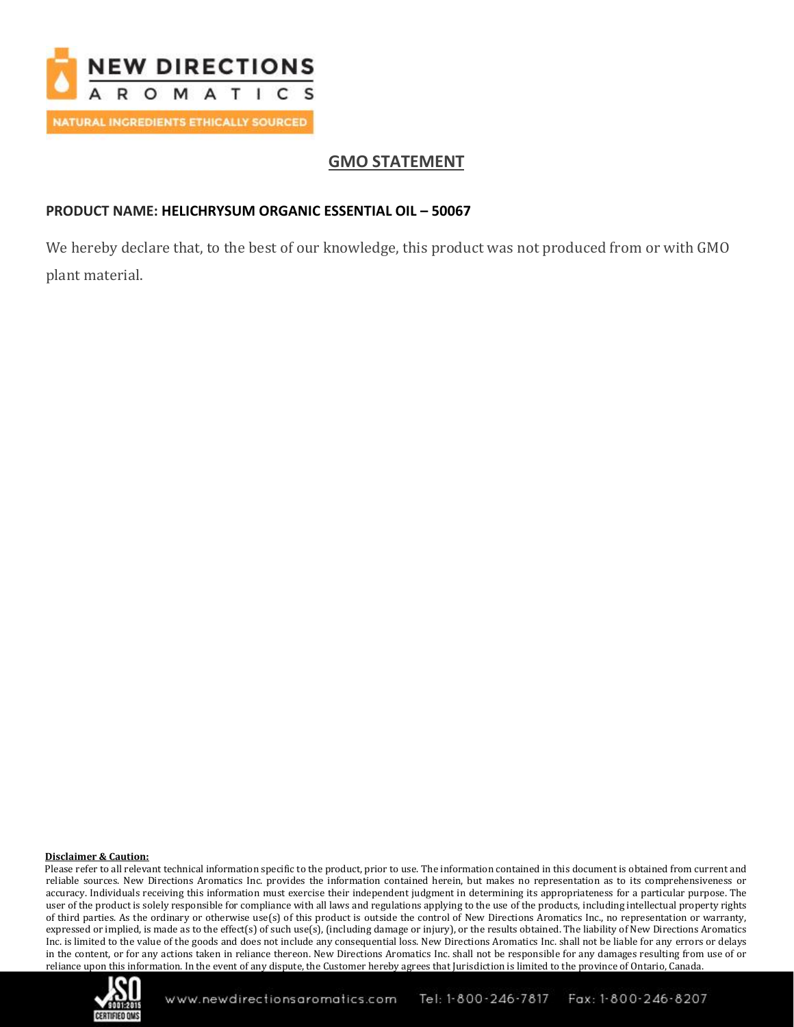# GMO STATEMENT

**PRODUCT NAME: HELICHRYSUM ORGANIC ESSENTIAL OIL – 50067**

We hereby declare that, to the best of our knowledge, this product was not produced from or with GMO plant material.

**Disclaimer & Caution:**

Please refer to all relevant technical information specific to the product, prior to use. The information contained in this document is obtained from current and reliable sources. New Directions Aromatics Inc. provides the information contained herein, but makes no representation as to its comprehensiveness or accuracy. Individuals receiving this information must exercise their independent judgment in determining its appropriateness for a particular purpose. The user of the product is solely responsible for compliance with all laws and regulations applying to the use of the products, including intellectual property rights of third parties. As the ordinary or otherwise use(s) of this product is outside the control of New Directions Aromatics Inc., no representation or warranty, expressed or implied, is made as to the effect(s) of such use(s), (including damage or injury), or the results obtained. The liability of New Directions Aromatics Inc. is limited to the value of the goods and does not include any consequential loss. New Directions Aromatics Inc. shall not be liable for any errors or delays in the content, or for any actions taken in reliance thereon. New Directions Aromatics Inc. shall not be responsible for any damages resulting from use of or reliance upon this information. In the event of any dispute, the Customer hereby agrees that Jurisdiction is limited to the province of Ontario, Canada.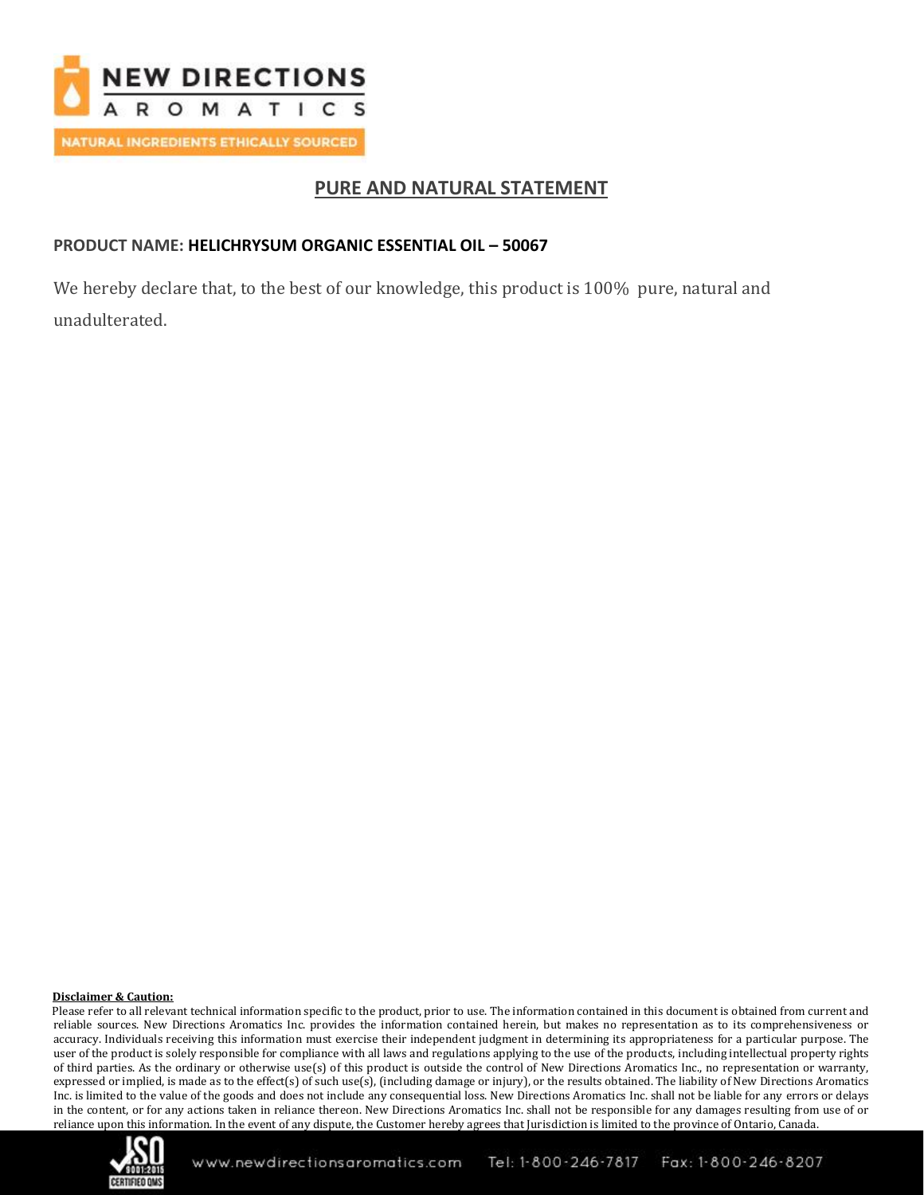## PURE AND NATURAL STATEMENT

**PRODUCT NAME: HELICHRYSUM ORGANIC ESSENTIAL OIL – 50067**

We hereby declare that, to the best of our knowledge, this product is 100% pure, natural and unadulterated.

**Disclaimer & Caution:**

Please refer to all relevant technical information specific to the product, prior to use. The information contained in this document is obtained from current and reliable sources. New Directions Aromatics Inc. provides the information contained herein, but makes no representation as to its comprehensiveness or accuracy. Individuals receiving this information must exercise their independent judgment in determining its appropriateness for a particular purpose. The user of the product is solely responsible for compliance with all laws and regulations applying to the use of the products, including intellectual property rights of third parties. As the ordinary or otherwise use(s) of this product is outside the control of New Directions Aromatics Inc., no representation or warranty, expressed or implied, is made as to the effect(s) of such use(s), (including damage or injury), or the results obtained. The liability of New Directions Aromatics Inc. is limited to the value of the goods and does not include any consequential loss. New Directions Aromatics Inc. shall not be liable for any errors or delays in the content, or for any actions taken in reliance thereon. New Directions Aromatics Inc. shall not be responsible for any damages resulting from use of or reliance upon this information. In the event of any dispute, the Customer hereby agrees that Jurisdiction is limited to the province of Ontario, Canada.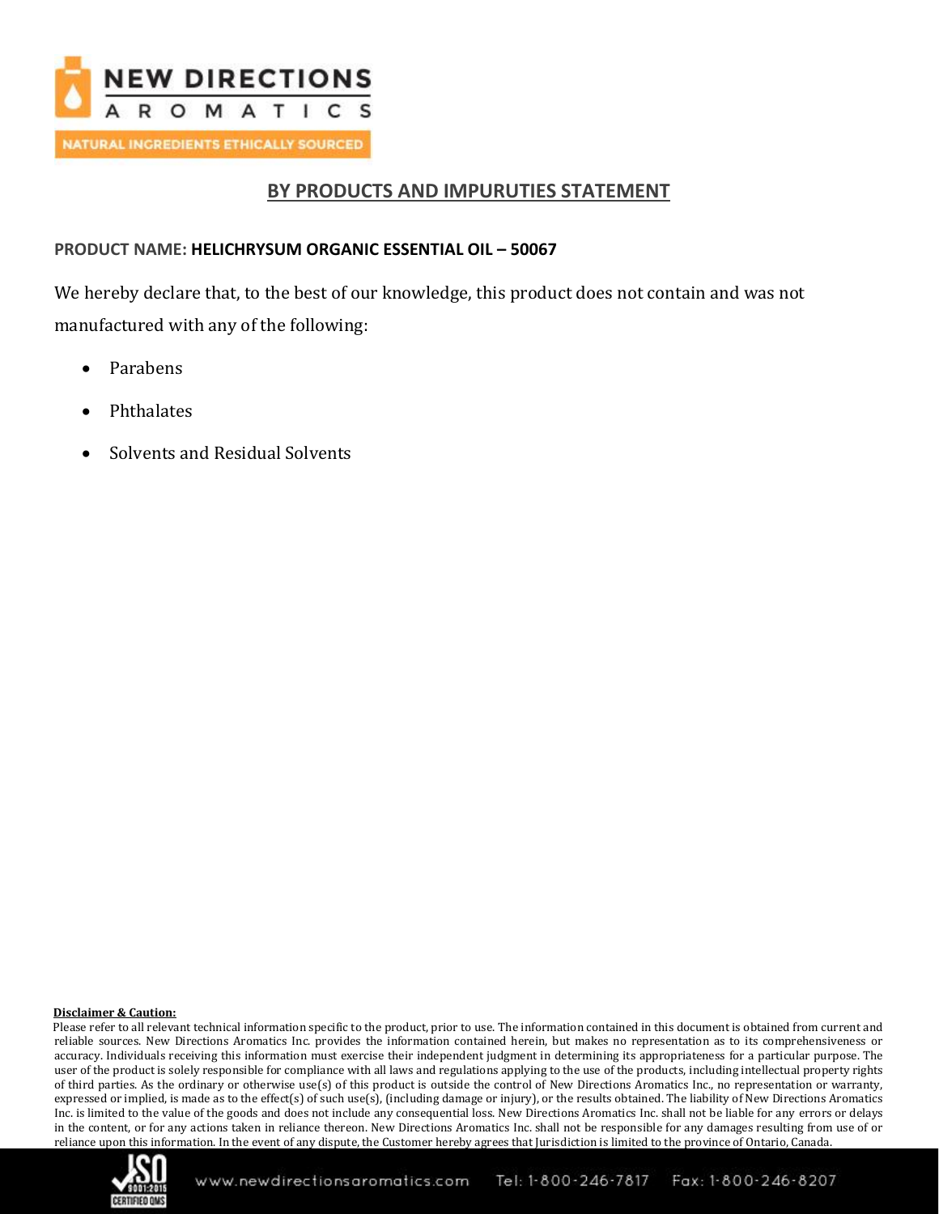## BY PRODUCTS AND IMPURUTIES STATEMENT

**PRODUCT NAME: HELICHRYSUM ORGANIC ESSENTIAL OIL – 50067**

We hereby declare that, to the best of our knowledge, this product does not contain and was not manufactured with any of the following:

- Parabens
- Phthalates
- Solvents and Residual Solvents

**Disclaimer & Caution:**

Please refer to all relevant technical information specific to the product, prior to use. The information contained in this document is obtained from current and reliable sources. New Directions Aromatics Inc. provides the information contained herein, but makes no representation as to its comprehensiveness or accuracy. Individuals receiving this information must exercise their independent judgment in determining its appropriateness for a particular purpose. The user of the product is solely responsible for compliance with all laws and regulations applying to the use of the products, including intellectual property rights of third parties. As the ordinary or otherwise use(s) of this product is outside the control of New Directions Aromatics Inc., no representation or warranty, expressed or implied, is made as to the effect(s) of such use(s), (including damage or injury), or the results obtained. The liability of New Directions Aromatics Inc. is limited to the value of the goods and does not include any consequential loss. New Directions Aromatics Inc. shall not be liable for any errors or delays in the content, or for any actions taken in reliance thereon. New Directions Aromatics Inc. shall not be responsible for any damages resulting from use of or reliance upon this information. In the event of any dispute, the Customer hereby agrees that Jurisdiction is limited to the province of Ontario, Canada.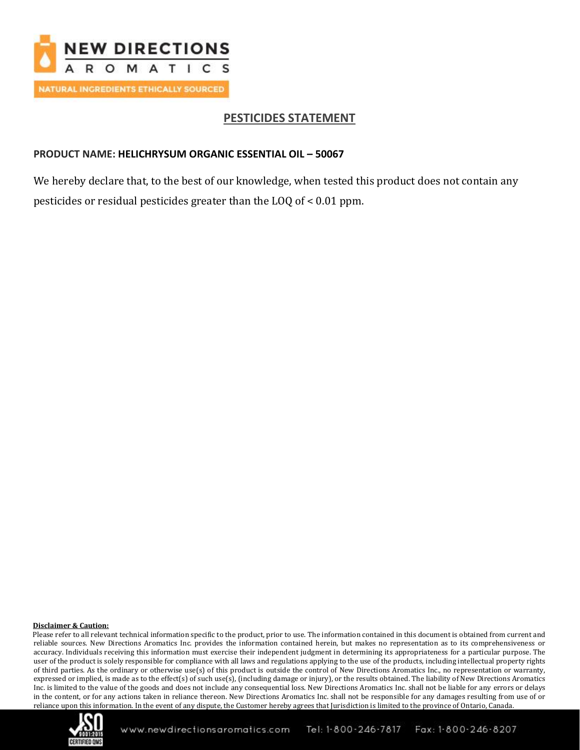# PESTICIDES STATEMENT

**PRODUCT NAME: HELICHRYSUM ORGANIC ESSENTIAL OIL – 50067**

We hereby declare that, to the best of our knowledge, when tested this product does not contain any pesticides or residual pesticides greater than the LOQ of < 0.01 ppm.

**Disclaimer & Caution:**

Please refer to all relevant technical information specific to the product, prior to use. The information contained in this document is obtained from current and reliable sources. New Directions Aromatics Inc. provides the information contained herein, but makes no representation as to its comprehensiveness or accuracy. Individuals receiving this information must exercise their independent judgment in determining its appropriateness for a particular purpose. The user of the product is solely responsible for compliance with all laws and regulations applying to the use of the products, including intellectual property rights of third parties. As the ordinary or otherwise use(s) of this product is outside the control of New Directions Aromatics Inc., no representation or warranty, expressed or implied, is made as to the effect(s) of such use(s), (including damage or injury), or the results obtained. The liability of New Directions Aromatics Inc. is limited to the value of the goods and does not include any consequential loss. New Directions Aromatics Inc. shall not be liable for any errors or delays in the content, or for any actions taken in reliance thereon. New Directions Aromatics Inc. shall not be responsible for any damages resulting from use of or reliance upon this information. In the event of any dispute, the Customer hereby agrees that Jurisdiction is limited to the province of Ontario, Canada.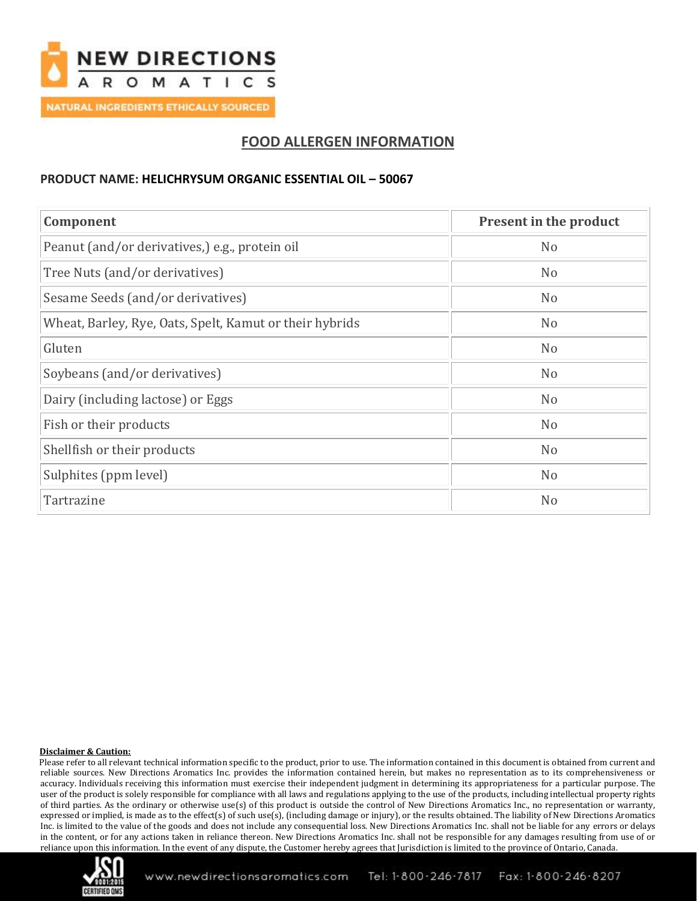NEW DIRECTIONS AROMATICS

NATURAL INGREDIENTS ETHICALLY SOURCED

## FOOD ALLERGEN INFORMATION

**PRODUCT NAME: HELICHRYSUM ORGANIC ESSENTIAL OIL – 50067**

| Component | Present in the product |
|---|---|
| Peanut (and/or derivatives,) e.g., protein oil | No |
| Tree Nuts (and/or derivatives) | No |
| Sesame Seeds (and/or derivatives) | No |
| Wheat, Barley, Rye, Oats, Spelt, Kamut or their hybrids | No |
| Gluten | No |
| Soybeans (and/or derivatives) | No |
| Dairy (including lactose) or Eggs | No |
| Fish or their products | No |
| Shellfish or their products | No |
| Sulphites (ppm level) | No |
| Tartrazine | No |

**Disclaimer & Caution:**

Please refer to all relevant technical information specific to the product, prior to use. The information contained in this document is obtained from current and reliable sources. New Directions Aromatics Inc. provides the information contained herein, but makes no representation as to its comprehensiveness or accuracy. Individuals receiving this information must exercise their independent judgment in determining its appropriateness for a particular purpose. The user of the product is solely responsible for compliance with all laws and regulations applying to the use of the products, including intellectual property rights of third parties. As the ordinary or otherwise use(s) of this product is outside the control of New Directions Aromatics Inc., no representation or warranty, expressed or implied, is made as to the effect(s) of such use(s), (including damage or injury), or the results obtained. The liability of New Directions Aromatics Inc. is limited to the value of the goods and does not include any consequential loss. New Directions Aromatics Inc. shall not be liable for any errors or delays in the content, or for any actions taken in reliance thereon. New Directions Aromatics Inc. shall not be responsible for any damages resulting from use of or reliance upon this information. In the event of any dispute, the Customer hereby agrees that Jurisdiction is limited to the province of Ontario, Canada.

www.newdirectionsaromatics.com Tel: 1-800-246-7817 Fax: 1-800-246-8207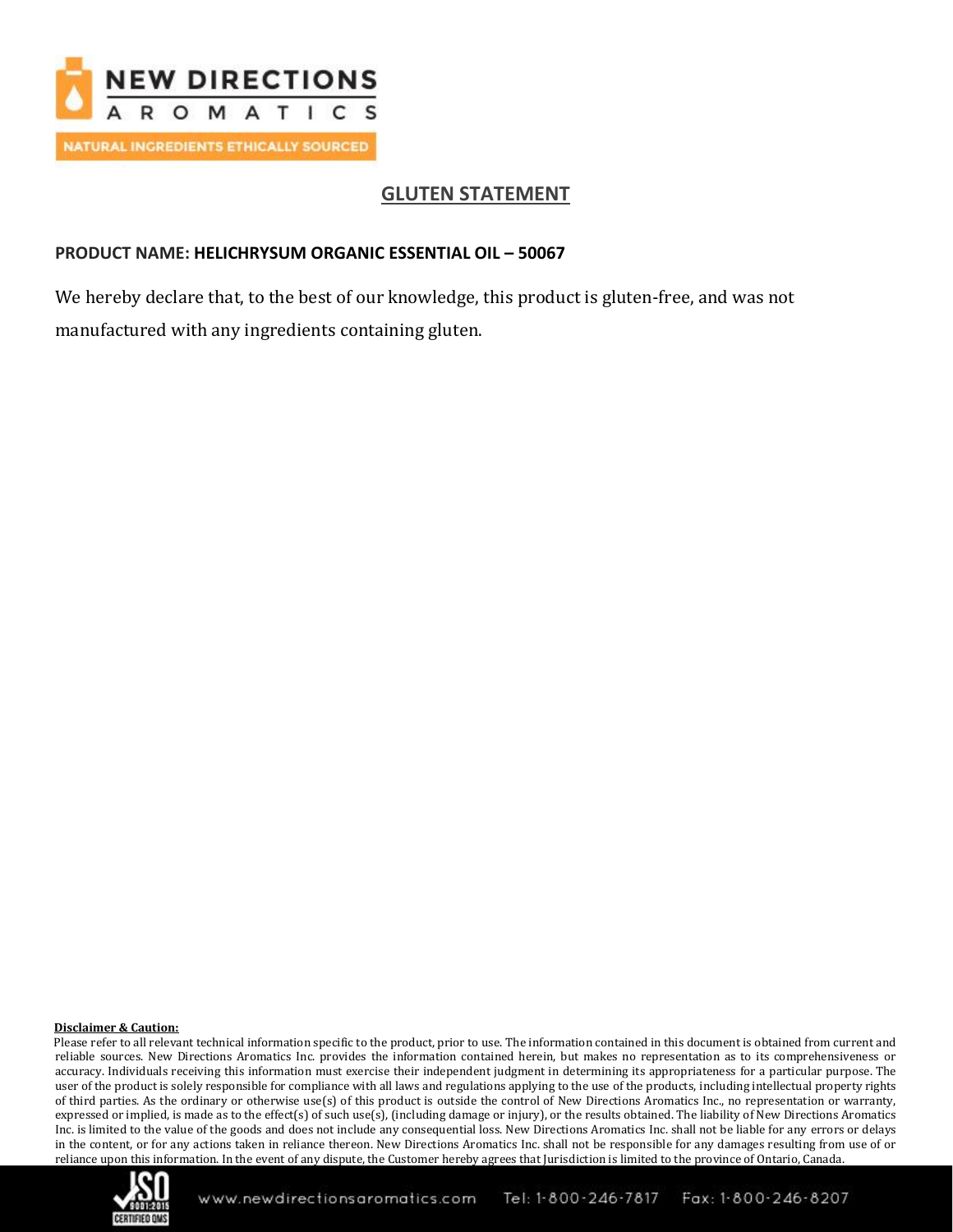NEW DIRECTIONS AROMATICS

NATURAL INGREDIENTS ETHICALLY SOURCED

## GLUTEN STATEMENT

**PRODUCT NAME: HELICHRYSUM ORGANIC ESSENTIAL OIL – 50067**

We hereby declare that, to the best of our knowledge, this product is gluten-free, and was not manufactured with any ingredients containing gluten.

**Disclaimer & Caution:**

Please refer to all relevant technical information specific to the product, prior to use. The information contained in this document is obtained from current and reliable sources. New Directions Aromatics Inc. provides the information contained herein, but makes no representation as to its comprehensiveness or accuracy. Individuals receiving this information must exercise their independent judgment in determining its appropriateness for a particular purpose. The user of the product is solely responsible for compliance with all laws and regulations applying to the use of the products, including intellectual property rights of third parties. As the ordinary or otherwise use(s) of this product is outside the control of New Directions Aromatics Inc., no representation or warranty, expressed or implied, is made as to the effect(s) of such use(s), (including damage or injury), or the results obtained. The liability of New Directions Aromatics Inc. is limited to the value of the goods and does not include any consequential loss. New Directions Aromatics Inc. shall not be liable for any errors or delays in the content, or for any actions taken in reliance thereon. New Directions Aromatics Inc. shall not be responsible for any damages resulting from use of or reliance upon this information. In the event of any dispute, the Customer hereby agrees that Jurisdiction is limited to the province of Ontario, Canada.

www.newdirectionsaromatics.com Tel: 1-800-246-7817 Fax: 1-800-246-8207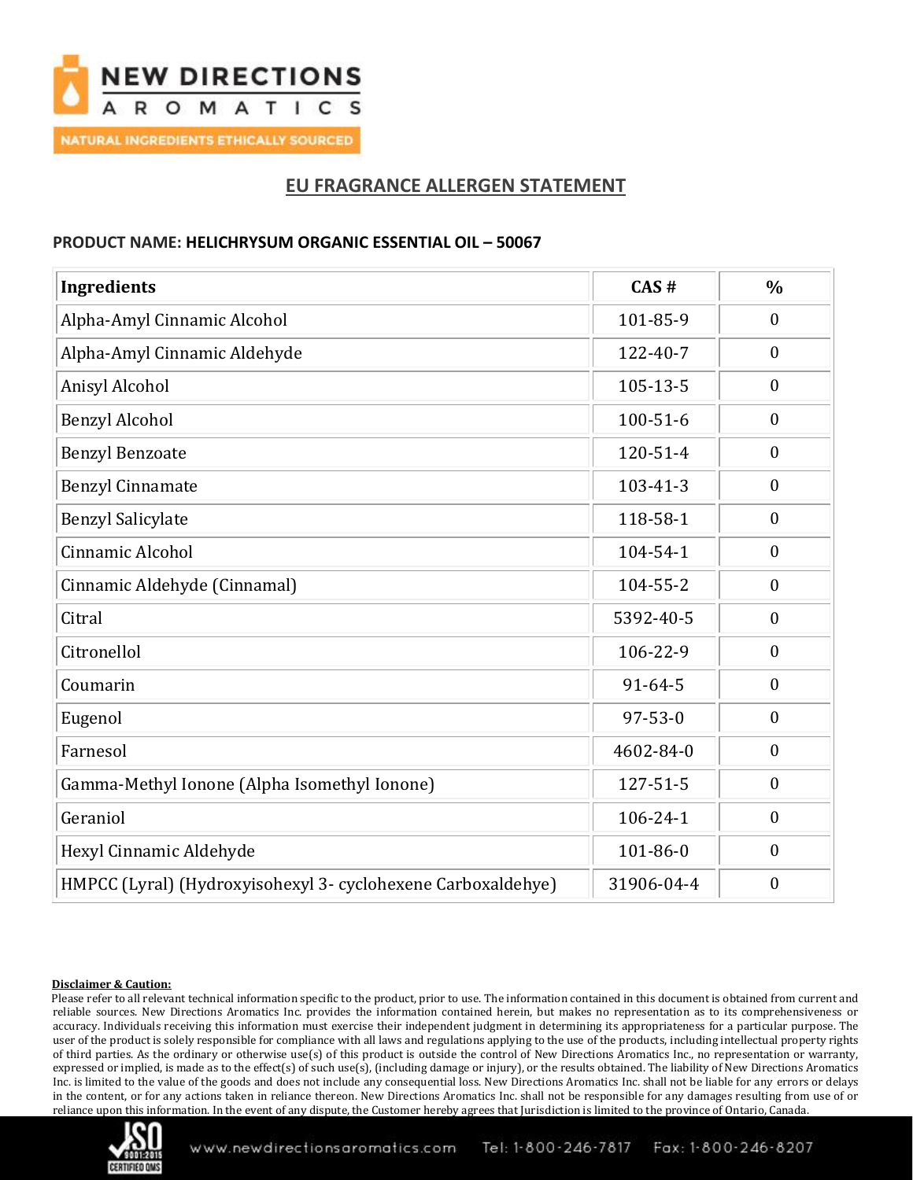NEW DIRECTIONS AROMATICS

NATURAL INGREDIENTS ETHICALLY SOURCED

## EU FRAGRANCE ALLERGEN STATEMENT

**PRODUCT NAME: HELICHRYSUM ORGANIC ESSENTIAL OIL – 50067**

| Ingredients | CAS # | % |
|---|---|---|
| Alpha-Amyl Cinnamic Alcohol | 101-85-9 | 0 |
| Alpha-Amyl Cinnamic Aldehyde | 122-40-7 | 0 |
| Anisyl Alcohol | 105-13-5 | 0 |
| Benzyl Alcohol | 100-51-6 | 0 |
| Benzyl Benzoate | 120-51-4 | 0 |
| Benzyl Cinnamate | 103-41-3 | 0 |
| Benzyl Salicylate | 118-58-1 | 0 |
| Cinnamic Alcohol | 104-54-1 | 0 |
| Cinnamic Aldehyde (Cinnamal) | 104-55-2 | 0 |
| Citral | 5392-40-5 | 0 |
| Citronellol | 106-22-9 | 0 |
| Coumarin | 91-64-5 | 0 |
| Eugenol | 97-53-0 | 0 |
| Farnesol | 4602-84-0 | 0 |
| Gamma-Methyl Ionone (Alpha Isomethyl Ionone) | 127-51-5 | 0 |
| Geraniol | 106-24-1 | 0 |
| Hexyl Cinnamic Aldehyde | 101-86-0 | 0 |
| HMPCC (Lyral) (Hydroxyisohexyl 3- cyclohexene Carboxaldehye) | 31906-04-4 | 0 |

**Disclaimer & Caution:**

Please refer to all relevant technical information specific to the product, prior to use. The information contained in this document is obtained from current and reliable sources. New Directions Aromatics Inc. provides the information contained herein, but makes no representation as to its comprehensiveness or accuracy. Individuals receiving this information must exercise their independent judgment in determining its appropriateness for a particular purpose. The user of the product is solely responsible for compliance with all laws and regulations applying to the use of the products, including intellectual property rights of third parties. As the ordinary or otherwise use(s) of this product is outside the control of New Directions Aromatics Inc., no representation or warranty, expressed or implied, is made as to the effect(s) of such use(s), (including damage or injury), or the results obtained. The liability of New Directions Aromatics Inc. is limited to the value of the goods and does not include any consequential loss. New Directions Aromatics Inc. shall not be liable for any errors or delays in the content, or for any actions taken in reliance thereon. New Directions Aromatics Inc. shall not be responsible for any damages resulting from use of or reliance upon this information. In the event of any dispute, the Customer hereby agrees that Jurisdiction is limited to the province of Ontario, Canada.

www.newdirectionsaromatics.com Tel: 1-800-246-7817 Fax: 1-800-246-8207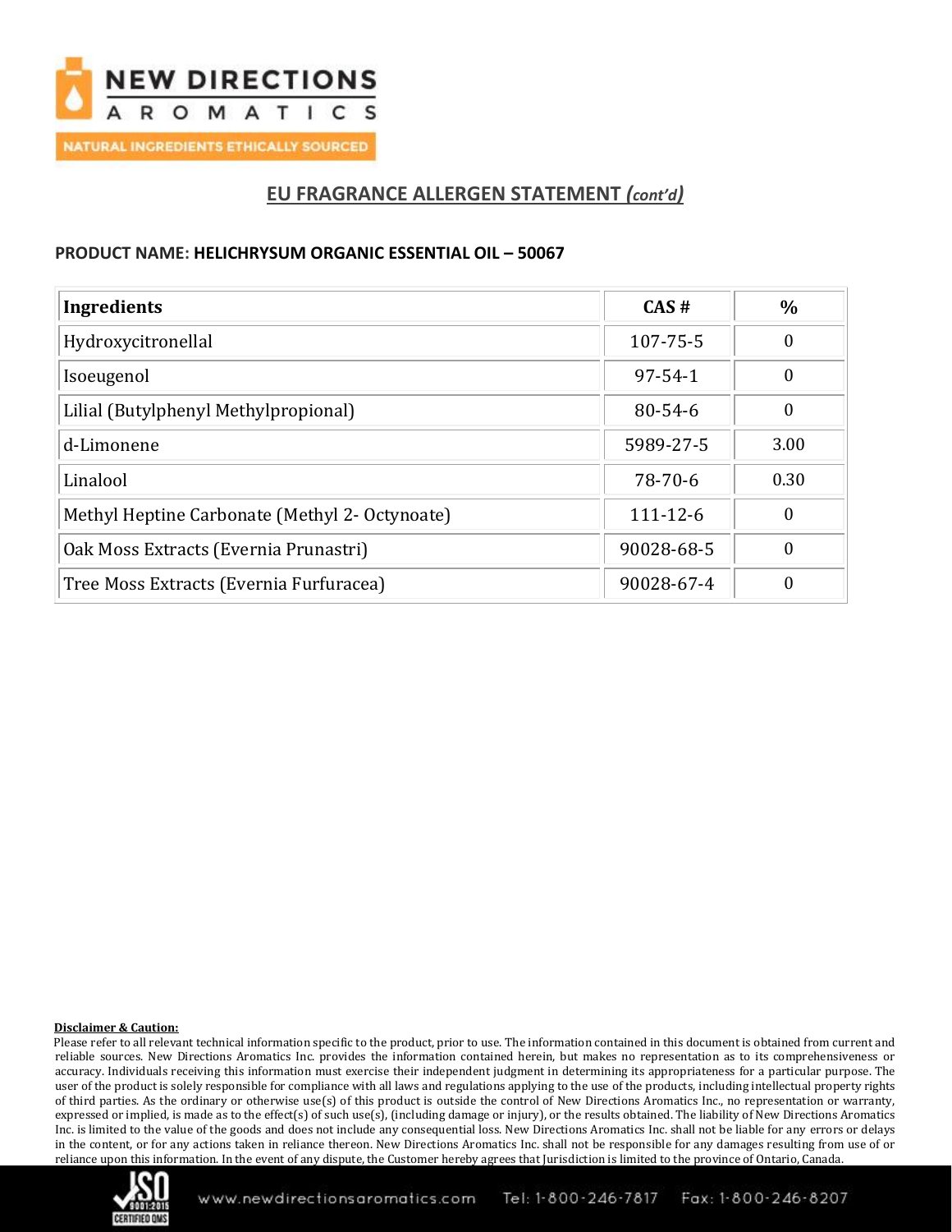## EU FRAGRANCE ALLERGEN STATEMENT *(cont'd)*

**PRODUCT NAME: HELICHRYSUM ORGANIC ESSENTIAL OIL – 50067**

| Ingredients | CAS # | % |
|---|---|---|
| Hydroxycitronellal | 107-75-5 | 0 |
| Isoeugenol | 97-54-1 | 0 |
| Lilial (Butylphenyl Methylpropional) | 80-54-6 | 0 |
| d-Limonene | 5989-27-5 | 3.00 |
| Linalool | 78-70-6 | 0.30 |
| Methyl Heptine Carbonate (Methyl 2- Octynoate) | 111-12-6 | 0 |
| Oak Moss Extracts (Evernia Prunastri) | 90028-68-5 | 0 |
| Tree Moss Extracts (Evernia Furfuracea) | 90028-67-4 | 0 |

**Disclaimer & Caution:**

Please refer to all relevant technical information specific to the product, prior to use. The information contained in this document is obtained from current and reliable sources. New Directions Aromatics Inc. provides the information contained herein, but makes no representation as to its comprehensiveness or accuracy. Individuals receiving this information must exercise their independent judgment in determining its appropriateness for a particular purpose. The user of the product is solely responsible for compliance with all laws and regulations applying to the use of the products, including intellectual property rights of third parties. As the ordinary or otherwise use(s) of this product is outside the control of New Directions Aromatics Inc., no representation or warranty, expressed or implied, is made as to the effect(s) of such use(s), (including damage or injury), or the results obtained. The liability of New Directions Aromatics Inc. is limited to the value of the goods and does not include any consequential loss. New Directions Aromatics Inc. shall not be liable for any errors or delays in the content, or for any actions taken in reliance thereon. New Directions Aromatics Inc. shall not be responsible for any damages resulting from use of or reliance upon this information. In the event of any dispute, the Customer hereby agrees that Jurisdiction is limited to the province of Ontario, Canada.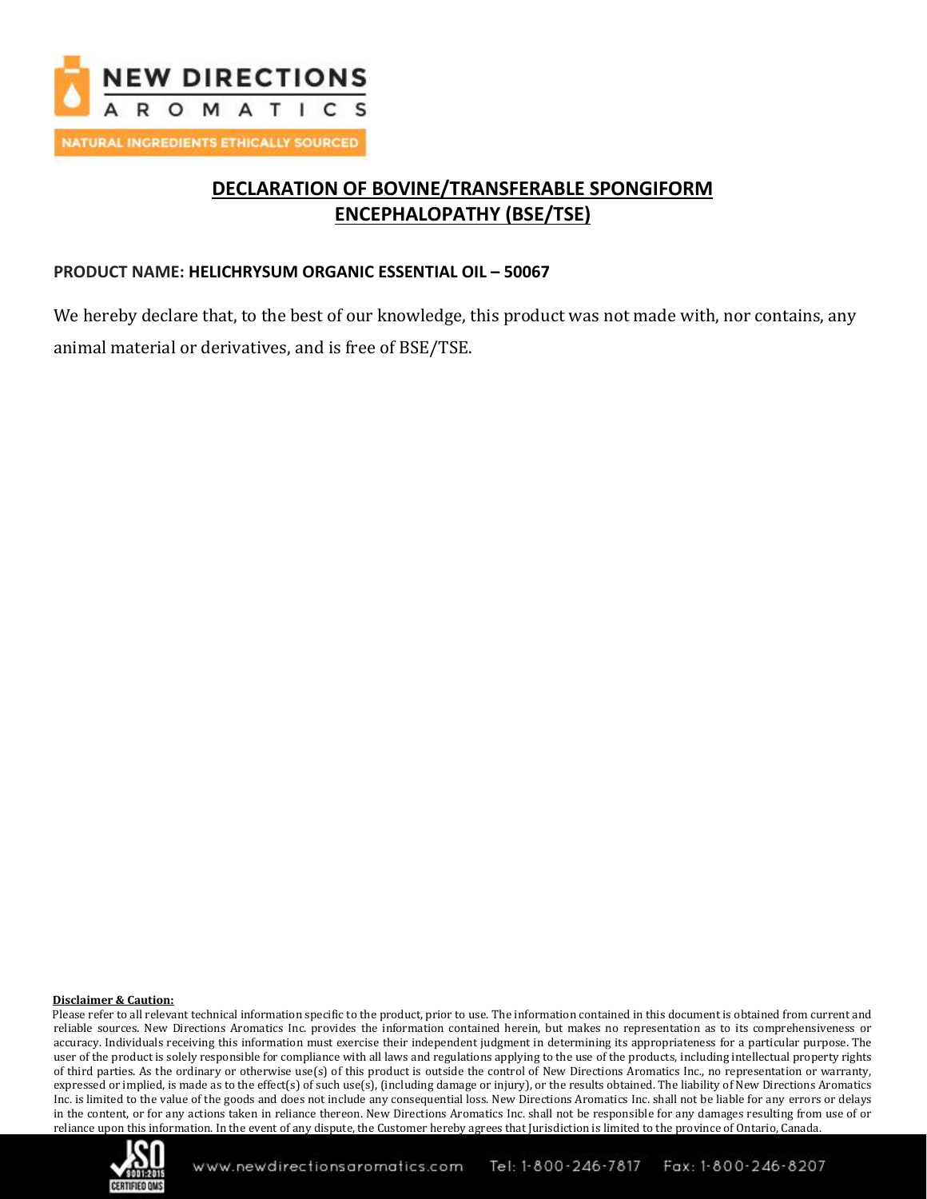# DECLARATION OF BOVINE/TRANSFERABLE SPONGIFORM ENCEPHALOPATHY (BSE/TSE)

**PRODUCT NAME: HELICHRYSUM ORGANIC ESSENTIAL OIL – 50067**

We hereby declare that, to the best of our knowledge, this product was not made with, nor contains, any animal material or derivatives, and is free of BSE/TSE.

**Disclaimer & Caution:**

Please refer to all relevant technical information specific to the product, prior to use. The information contained in this document is obtained from current and reliable sources. New Directions Aromatics Inc. provides the information contained herein, but makes no representation as to its comprehensiveness or accuracy. Individuals receiving this information must exercise their independent judgment in determining its appropriateness for a particular purpose. The user of the product is solely responsible for compliance with all laws and regulations applying to the use of the products, including intellectual property rights of third parties. As the ordinary or otherwise use(s) of this product is outside the control of New Directions Aromatics Inc., no representation or warranty, expressed or implied, is made as to the effect(s) of such use(s), (including damage or injury), or the results obtained. The liability of New Directions Aromatics Inc. is limited to the value of the goods and does not include any consequential loss. New Directions Aromatics Inc. shall not be liable for any errors or delays in the content, or for any actions taken in reliance thereon. New Directions Aromatics Inc. shall not be responsible for any damages resulting from use of or reliance upon this information. In the event of any dispute, the Customer hereby agrees that Jurisdiction is limited to the province of Ontario, Canada.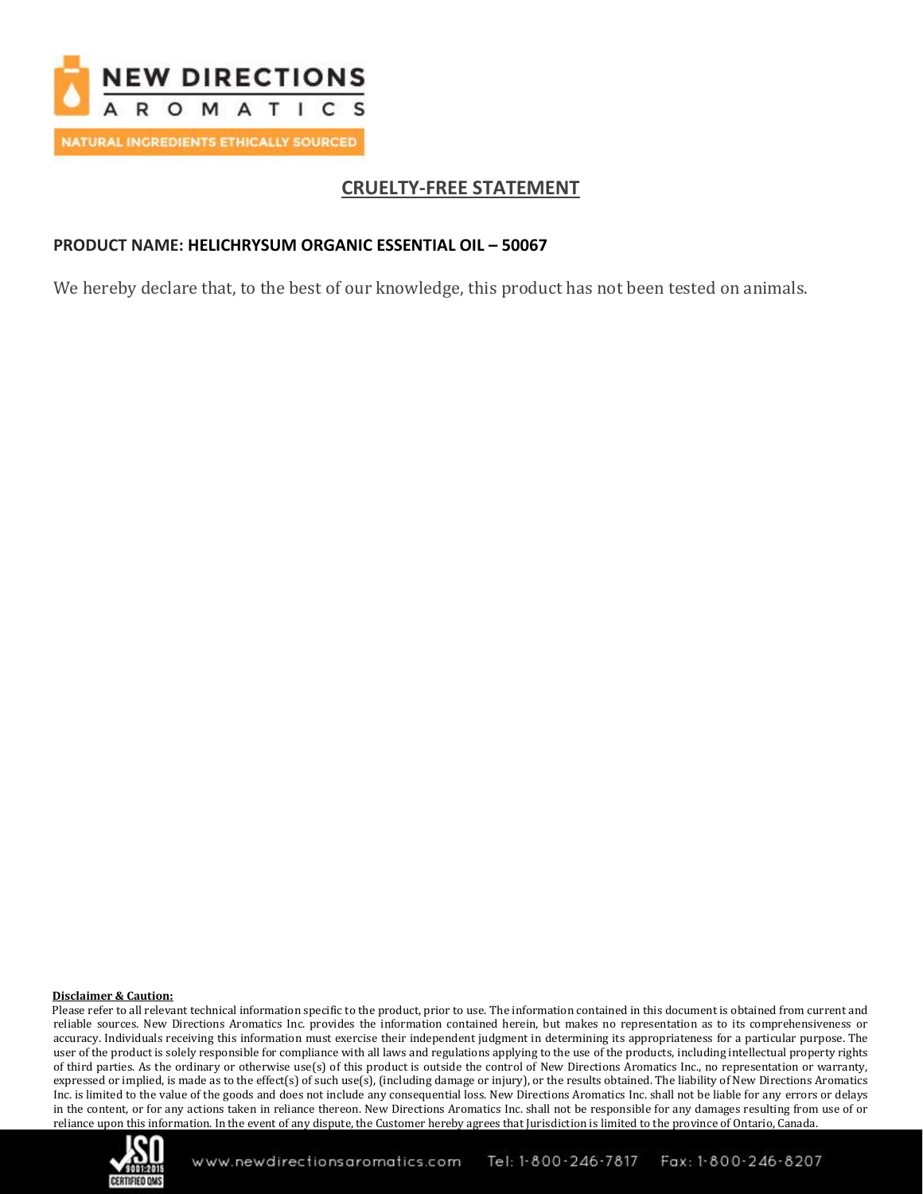## CRUELTY-FREE STATEMENT

**PRODUCT NAME: HELICHRYSUM ORGANIC ESSENTIAL OIL – 50067**

We hereby declare that, to the best of our knowledge, this product has not been tested on animals.

**Disclaimer & Caution:**

Please refer to all relevant technical information specific to the product, prior to use. The information contained in this document is obtained from current and reliable sources. New Directions Aromatics Inc. provides the information contained herein, but makes no representation as to its comprehensiveness or accuracy. Individuals receiving this information must exercise their independent judgment in determining its appropriateness for a particular purpose. The user of the product is solely responsible for compliance with all laws and regulations applying to the use of the products, including intellectual property rights of third parties. As the ordinary or otherwise use(s) of this product is outside the control of New Directions Aromatics Inc., no representation or warranty, expressed or implied, is made as to the effect(s) of such use(s), (including damage or injury), or the results obtained. The liability of New Directions Aromatics Inc. is limited to the value of the goods and does not include any consequential loss. New Directions Aromatics Inc. shall not be liable for any errors or delays in the content, or for any actions taken in reliance thereon. New Directions Aromatics Inc. shall not be responsible for any damages resulting from use of or reliance upon this information. In the event of any dispute, the Customer hereby agrees that Jurisdiction is limited to the province of Ontario, Canada.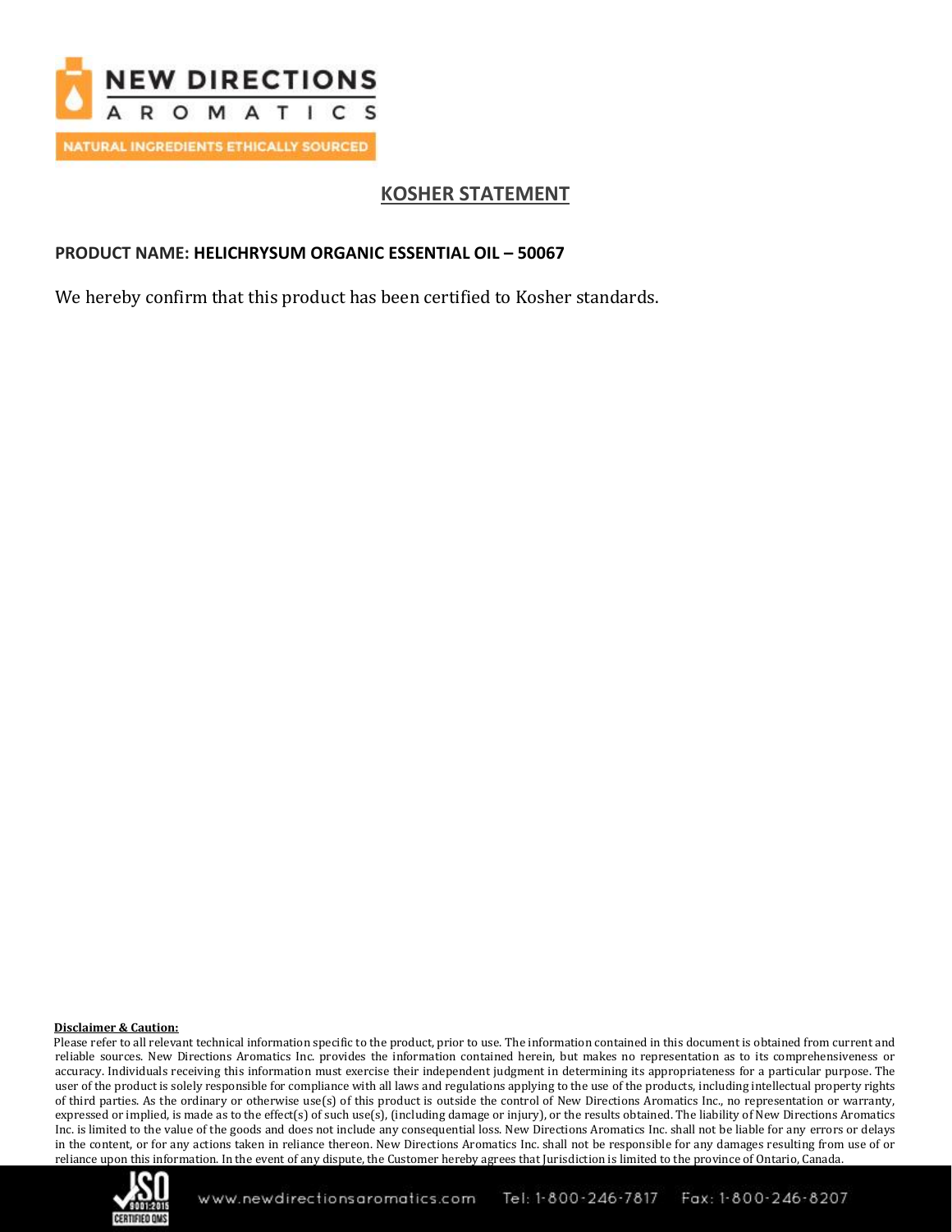## KOSHER STATEMENT

**PRODUCT NAME: HELICHRYSUM ORGANIC ESSENTIAL OIL – 50067**

We hereby confirm that this product has been certified to Kosher standards.

**Disclaimer & Caution:**

Please refer to all relevant technical information specific to the product, prior to use. The information contained in this document is obtained from current and reliable sources. New Directions Aromatics Inc. provides the information contained herein, but makes no representation as to its comprehensiveness or accuracy. Individuals receiving this information must exercise their independent judgment in determining its appropriateness for a particular purpose. The user of the product is solely responsible for compliance with all laws and regulations applying to the use of the products, including intellectual property rights of third parties. As the ordinary or otherwise use(s) of this product is outside the control of New Directions Aromatics Inc., no representation or warranty, expressed or implied, is made as to the effect(s) of such use(s), (including damage or injury), or the results obtained. The liability of New Directions Aromatics Inc. is limited to the value of the goods and does not include any consequential loss. New Directions Aromatics Inc. shall not be liable for any errors or delays in the content, or for any actions taken in reliance thereon. New Directions Aromatics Inc. shall not be responsible for any damages resulting from use of or reliance upon this information. In the event of any dispute, the Customer hereby agrees that Jurisdiction is limited to the province of Ontario, Canada.

www.newdirectionsaromatics.com Tel: 1-800-246-7817 Fax: 1-800-246-8207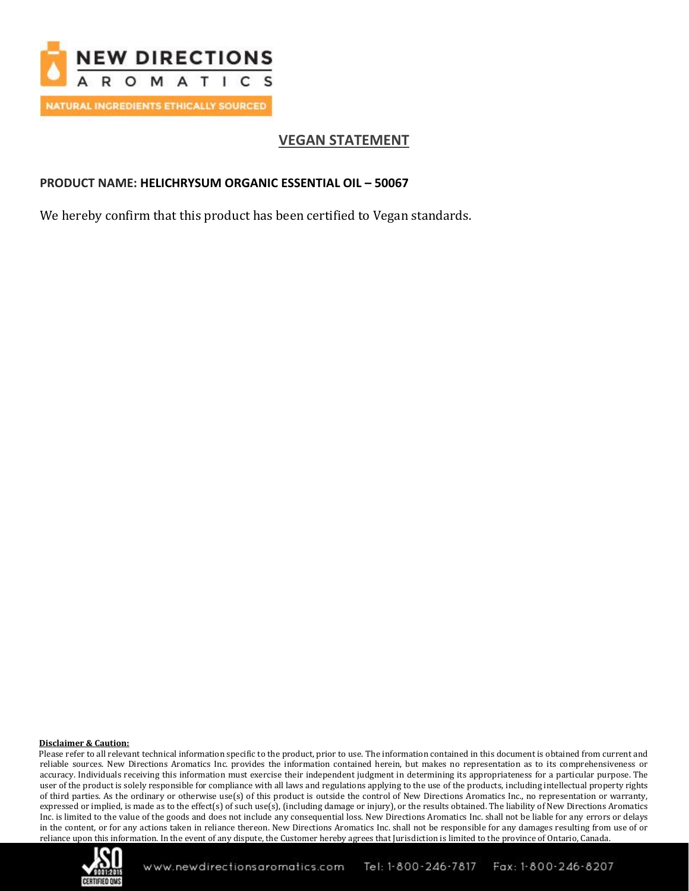NEW DIRECTIONS AROMATICS

NATURAL INGREDIENTS ETHICALLY SOURCED

# VEGAN STATEMENT

**PRODUCT NAME: HELICHRYSUM ORGANIC ESSENTIAL OIL – 50067**

We hereby confirm that this product has been certified to Vegan standards.

**Disclaimer & Caution:**

Please refer to all relevant technical information specific to the product, prior to use. The information contained in this document is obtained from current and reliable sources. New Directions Aromatics Inc. provides the information contained herein, but makes no representation as to its comprehensiveness or accuracy. Individuals receiving this information must exercise their independent judgment in determining its appropriateness for a particular purpose. The user of the product is solely responsible for compliance with all laws and regulations applying to the use of the products, including intellectual property rights of third parties. As the ordinary or otherwise use(s) of this product is outside the control of New Directions Aromatics Inc., no representation or warranty, expressed or implied, is made as to the effect(s) of such use(s), (including damage or injury), or the results obtained. The liability of New Directions Aromatics Inc. is limited to the value of the goods and does not include any consequential loss. New Directions Aromatics Inc. shall not be liable for any errors or delays in the content, or for any actions taken in reliance thereon. New Directions Aromatics Inc. shall not be responsible for any damages resulting from use of or reliance upon this information. In the event of any dispute, the Customer hereby agrees that Jurisdiction is limited to the province of Ontario, Canada.

www.newdirectionsaromatics.com Tel: 1-800-246-7817 Fax: 1-800-246-8207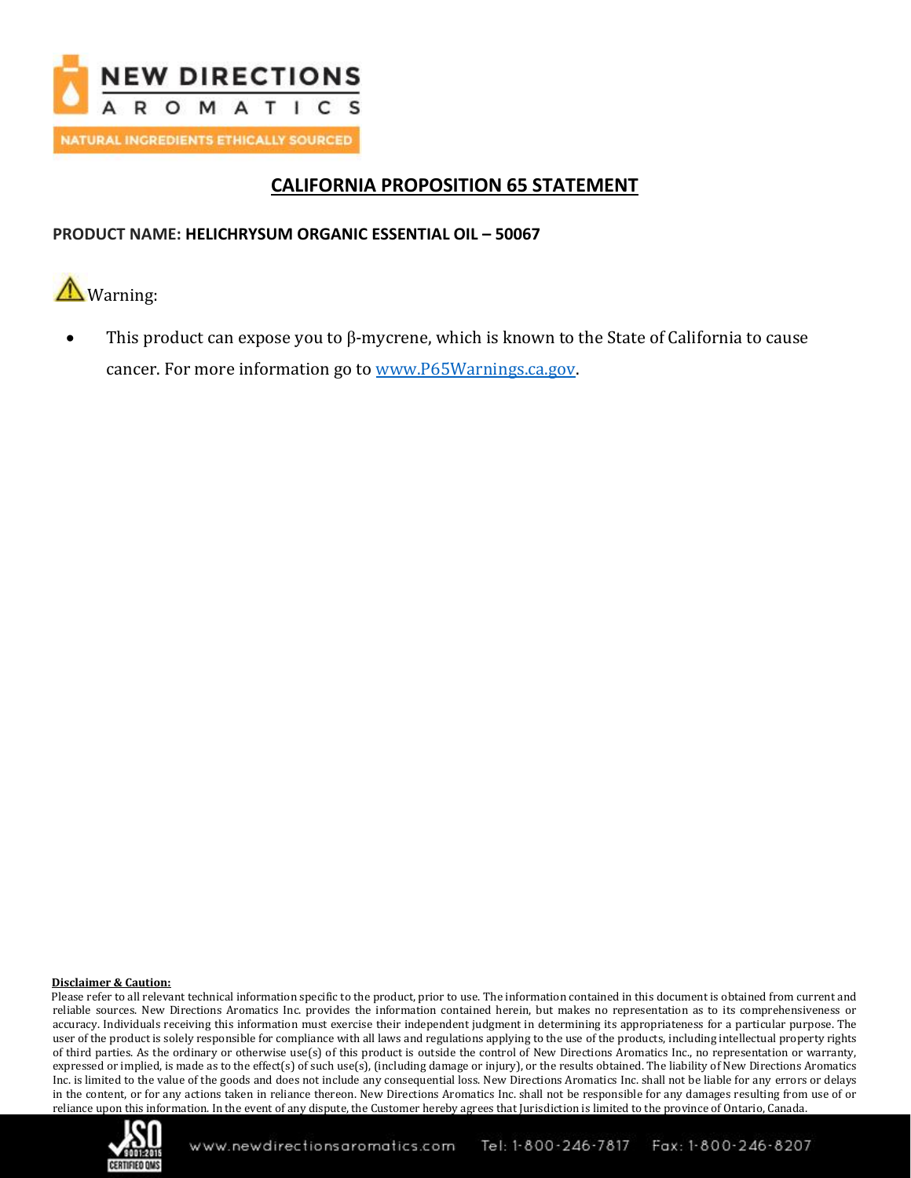## CALIFORNIA PROPOSITION 65 STATEMENT

**PRODUCT NAME: HELICHRYSUM ORGANIC ESSENTIAL OIL – 50067**

⚠ Warning:

- This product can expose you to β-mycrene, which is known to the State of California to cause cancer. For more information go to www.P65Warnings.ca.gov.

**Disclaimer & Caution:**

Please refer to all relevant technical information specific to the product, prior to use. The information contained in this document is obtained from current and reliable sources. New Directions Aromatics Inc. provides the information contained herein, but makes no representation as to its comprehensiveness or accuracy. Individuals receiving this information must exercise their independent judgment in determining its appropriateness for a particular purpose. The user of the product is solely responsible for compliance with all laws and regulations applying to the use of the products, including intellectual property rights of third parties. As the ordinary or otherwise use(s) of this product is outside the control of New Directions Aromatics Inc., no representation or warranty, expressed or implied, is made as to the effect(s) of such use(s), (including damage or injury), or the results obtained. The liability of New Directions Aromatics Inc. is limited to the value of the goods and does not include any consequential loss. New Directions Aromatics Inc. shall not be liable for any errors or delays in the content, or for any actions taken in reliance thereon. New Directions Aromatics Inc. shall not be responsible for any damages resulting from use of or reliance upon this information. In the event of any dispute, the Customer hereby agrees that Jurisdiction is limited to the province of Ontario, Canada.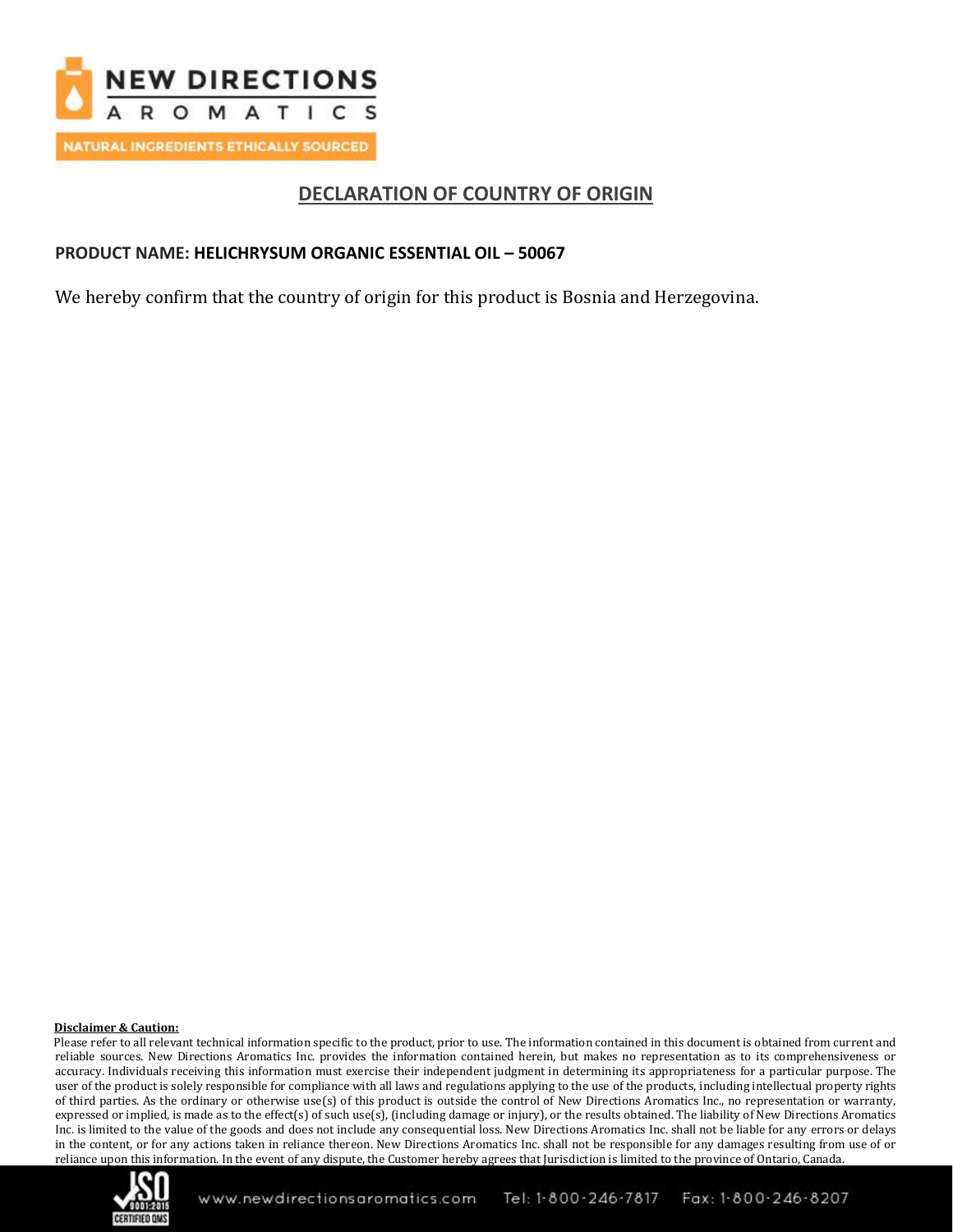## DECLARATION OF COUNTRY OF ORIGIN

**PRODUCT NAME: HELICHRYSUM ORGANIC ESSENTIAL OIL – 50067**

We hereby confirm that the country of origin for this product is Bosnia and Herzegovina.

**Disclaimer & Caution:**

Please refer to all relevant technical information specific to the product, prior to use. The information contained in this document is obtained from current and reliable sources. New Directions Aromatics Inc. provides the information contained herein, but makes no representation as to its comprehensiveness or accuracy. Individuals receiving this information must exercise their independent judgment in determining its appropriateness for a particular purpose. The user of the product is solely responsible for compliance with all laws and regulations applying to the use of the products, including intellectual property rights of third parties. As the ordinary or otherwise use(s) of this product is outside the control of New Directions Aromatics Inc., no representation or warranty, expressed or implied, is made as to the effect(s) of such use(s), (including damage or injury), or the results obtained. The liability of New Directions Aromatics Inc. is limited to the value of the goods and does not include any consequential loss. New Directions Aromatics Inc. shall not be liable for any errors or delays in the content, or for any actions taken in reliance thereon. New Directions Aromatics Inc. shall not be responsible for any damages resulting from use of or reliance upon this information. In the event of any dispute, the Customer hereby agrees that Jurisdiction is limited to the province of Ontario, Canada.